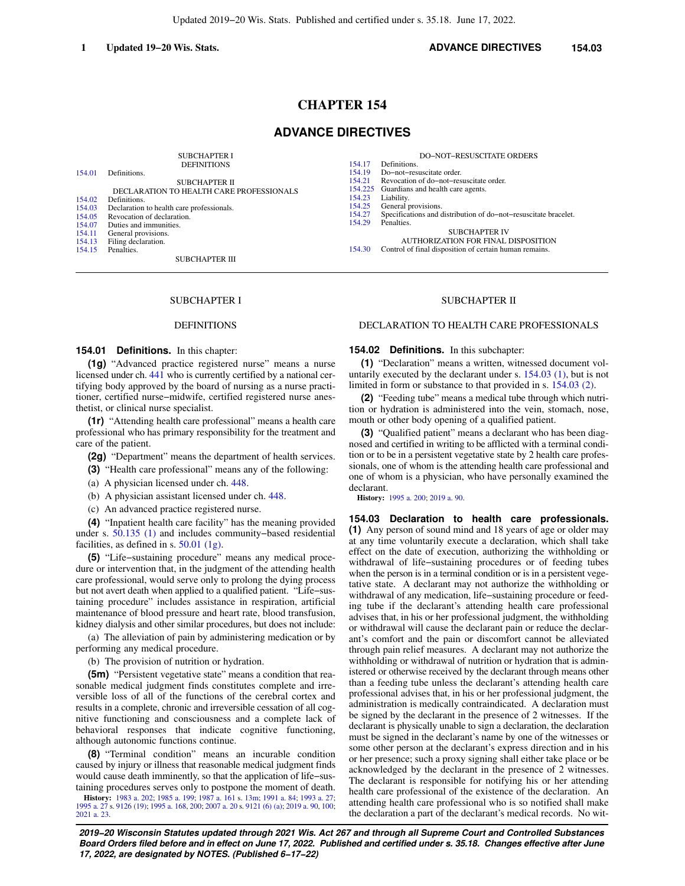# CHAPTER 154

# ADVANCE DIRECTIVES

SUBCHAPTER I
DEFINITIONS

154.01 Definitions.

SUBCHAPTER II
DECLARATION TO HEALTH CARE PROFESSIONALS

154.02 Definitions.
154.03 Declaration to health care professionals.
154.05 Revocation of declaration.
154.07 Duties and immunities.
154.11 General provisions.
154.13 Filing declaration.
154.15 Penalties.

SUBCHAPTER III
DO–NOT–RESUSCITATE ORDERS

154.17 Definitions.
154.19 Do–not–resuscitate order.
154.21 Revocation of do–not–resuscitate order.
154.225 Guardians and health care agents.
154.23 Liability.
154.25 General provisions.
154.27 Specifications and distribution of do–not–resuscitate bracelet.
154.29 Penalties.

SUBCHAPTER IV
AUTHORIZATION FOR FINAL DISPOSITION

154.30 Control of final disposition of certain human remains.

## SUBCHAPTER I

## DEFINITIONS

**154.01 Definitions.** In this chapter:

**(1g)** "Advanced practice registered nurse" means a nurse licensed under ch. 441 who is currently certified by a national certifying body approved by the board of nursing as a nurse practitioner, certified nurse–midwife, certified registered nurse anesthetist, or clinical nurse specialist.

**(1r)** "Attending health care professional" means a health care professional who has primary responsibility for the treatment and care of the patient.

**(2g)** "Department" means the department of health services.

**(3)** "Health care professional" means any of the following:

(a) A physician licensed under ch. 448.

(b) A physician assistant licensed under ch. 448.

(c) An advanced practice registered nurse.

**(4)** "Inpatient health care facility" has the meaning provided under s. 50.135 (1) and includes community–based residential facilities, as defined in s. 50.01 (1g).

**(5)** "Life–sustaining procedure" means any medical procedure or intervention that, in the judgment of the attending health care professional, would serve only to prolong the dying process but not avert death when applied to a qualified patient. "Life–sustaining procedure" includes assistance in respiration, artificial maintenance of blood pressure and heart rate, blood transfusion, kidney dialysis and other similar procedures, but does not include:

(a) The alleviation of pain by administering medication or by performing any medical procedure.

(b) The provision of nutrition or hydration.

**(5m)** "Persistent vegetative state" means a condition that reasonable medical judgment finds constitutes complete and irreversible loss of all of the functions of the cerebral cortex and results in a complete, chronic and irreversible cessation of all cognitive functioning and consciousness and a complete lack of behavioral responses that indicate cognitive functioning, although autonomic functions continue.

**(8)** "Terminal condition" means an incurable condition caused by injury or illness that reasonable medical judgment finds would cause death imminently, so that the application of life–sustaining procedures serves only to postpone the moment of death.

**History:** 1983 a. 202; 1985 a. 199; 1987 a. 161 s. 13m; 1991 a. 84; 1993 a. 27; 1995 a. 27 s. 9126 (19); 1995 a. 168, 200; 2007 a. 20 s. 9121 (6) (a); 2019 a. 90, 100; 2021 a. 23.

## SUBCHAPTER II

## DECLARATION TO HEALTH CARE PROFESSIONALS

**154.02 Definitions.** In this subchapter:

**(1)** "Declaration" means a written, witnessed document voluntarily executed by the declarant under s. 154.03 (1), but is not limited in form or substance to that provided in s. 154.03 (2).

**(2)** "Feeding tube" means a medical tube through which nutrition or hydration is administered into the vein, stomach, nose, mouth or other body opening of a qualified patient.

**(3)** "Qualified patient" means a declarant who has been diagnosed and certified in writing to be afflicted with a terminal condition or to be in a persistent vegetative state by 2 health care professionals, one of whom is the attending health care professional and one of whom is a physician, who have personally examined the declarant.

**History:** 1995 a. 200; 2019 a. 90.

**154.03 Declaration to health care professionals.** **(1)** Any person of sound mind and 18 years of age or older may at any time voluntarily execute a declaration, which shall take effect on the date of execution, authorizing the withholding or withdrawal of life–sustaining procedures or of feeding tubes when the person is in a terminal condition or is in a persistent vegetative state. A declarant may not authorize the withholding or withdrawal of any medication, life–sustaining procedure or feeding tube if the declarant's attending health care professional advises that, in his or her professional judgment, the withholding or withdrawal will cause the declarant pain or reduce the declarant's comfort and the pain or discomfort cannot be alleviated through pain relief measures. A declarant may not authorize the withholding or withdrawal of nutrition or hydration that is administered or otherwise received by the declarant through means other than a feeding tube unless the declarant's attending health care professional advises that, in his or her professional judgment, the administration is medically contraindicated. A declaration must be signed by the declarant in the presence of 2 witnesses. If the declarant is physically unable to sign a declaration, the declaration must be signed in the declarant's name by one of the witnesses or some other person at the declarant's express direction and in his or her presence; such a proxy signing shall either take place or be acknowledged by the declarant in the presence of 2 witnesses. The declarant is responsible for notifying his or her attending health care professional of the existence of the declaration. An attending health care professional who is so notified shall make the declaration a part of the declarant's medical records. No wit-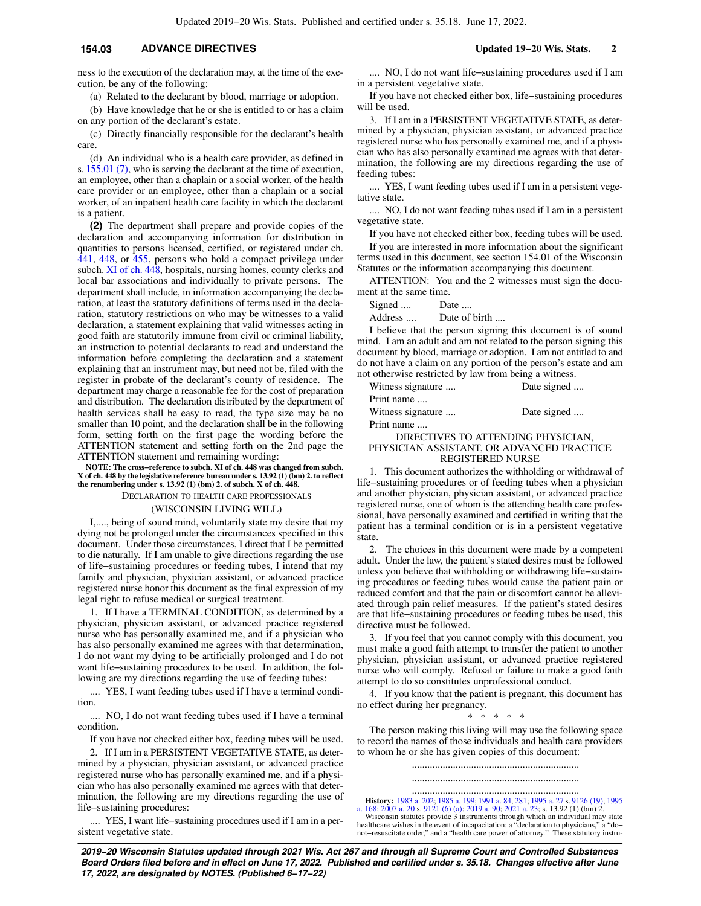ness to the execution of the declaration may, at the time of the execution, be any of the following:

(a) Related to the declarant by blood, marriage or adoption.

(b) Have knowledge that he or she is entitled to or has a claim on any portion of the declarant's estate.

(c) Directly financially responsible for the declarant's health care.

(d) An individual who is a health care provider, as defined in s. 155.01 (7), who is serving the declarant at the time of execution, an employee, other than a chaplain or a social worker, of the health care provider or an employee, other than a chaplain or a social worker, of an inpatient health care facility in which the declarant is a patient.

**(2)** The department shall prepare and provide copies of the declaration and accompanying information for distribution in quantities to persons licensed, certified, or registered under ch. 441, 448, or 455, persons who hold a compact privilege under subch. XI of ch. 448, hospitals, nursing homes, county clerks and local bar associations and individually to private persons. The department shall include, in information accompanying the declaration, at least the statutory definitions of terms used in the declaration, statutory restrictions on who may be witnesses to a valid declaration, a statement explaining that valid witnesses acting in good faith are statutorily immune from civil or criminal liability, an instruction to potential declarants to read and understand the information before completing the declaration and a statement explaining that an instrument may, but need not be, filed with the register in probate of the declarant's county of residence. The department may charge a reasonable fee for the cost of preparation and distribution. The declaration distributed by the department of health services shall be easy to read, the type size may be no smaller than 10 point, and the declaration shall be in the following form, setting forth on the first page the wording before the ATTENTION statement and setting forth on the 2nd page the ATTENTION statement and remaining wording:

**NOTE: The cross−reference to subch. XI of ch. 448 was changed from subch. X of ch. 448 by the legislative reference bureau under s. 13.92 (1) (bm) 2. to reflect the renumbering under s. 13.92 (1) (bm) 2. of subch. X of ch. 448.**

DECLARATION TO HEALTH CARE PROFESSIONALS

(WISCONSIN LIVING WILL)

I,...., being of sound mind, voluntarily state my desire that my dying not be prolonged under the circumstances specified in this document. Under those circumstances, I direct that I be permitted to die naturally. If I am unable to give directions regarding the use of life−sustaining procedures or feeding tubes, I intend that my family and physician, physician assistant, or advanced practice registered nurse honor this document as the final expression of my legal right to refuse medical or surgical treatment.

1. If I have a TERMINAL CONDITION, as determined by a physician, physician assistant, or advanced practice registered nurse who has personally examined me, and if a physician who has also personally examined me agrees with that determination, I do not want my dying to be artificially prolonged and I do not want life−sustaining procedures to be used. In addition, the following are my directions regarding the use of feeding tubes:

.... YES, I want feeding tubes used if I have a terminal condition.

.... NO, I do not want feeding tubes used if I have a terminal condition.

If you have not checked either box, feeding tubes will be used.

2. If I am in a PERSISTENT VEGETATIVE STATE, as determined by a physician, physician assistant, or advanced practice registered nurse who has personally examined me, and if a physician who has also personally examined me agrees with that determination, the following are my directions regarding the use of life−sustaining procedures:

.... YES, I want life−sustaining procedures used if I am in a persistent vegetative state.

.... NO, I do not want life−sustaining procedures used if I am in a persistent vegetative state.

If you have not checked either box, life−sustaining procedures will be used.

3. If I am in a PERSISTENT VEGETATIVE STATE, as determined by a physician, physician assistant, or advanced practice registered nurse who has personally examined me, and if a physician who has also personally examined me agrees with that determination, the following are my directions regarding the use of feeding tubes:

.... YES, I want feeding tubes used if I am in a persistent vegetative state.

.... NO, I do not want feeding tubes used if I am in a persistent vegetative state.

If you have not checked either box, feeding tubes will be used.

If you are interested in more information about the significant terms used in this document, see section 154.01 of the Wisconsin Statutes or the information accompanying this document.

ATTENTION: You and the 2 witnesses must sign the document at the same time.

Signed .... Date ....

Address .... Date of birth ....

I believe that the person signing this document is of sound mind. I am an adult and am not related to the person signing this document by blood, marriage or adoption. I am not entitled to and do not have a claim on any portion of the person's estate and am not otherwise restricted by law from being a witness.

Witness signature .... Date signed ....

Print name ....

Witness signature .... Date signed ....

Print name ....

DIRECTIVES TO ATTENDING PHYSICIAN, PHYSICIAN ASSISTANT, OR ADVANCED PRACTICE REGISTERED NURSE

1. This document authorizes the withholding or withdrawal of life−sustaining procedures or of feeding tubes when a physician and another physician, physician assistant, or advanced practice registered nurse, one of whom is the attending health care professional, have personally examined and certified in writing that the patient has a terminal condition or is in a persistent vegetative state.

2. The choices in this document were made by a competent adult. Under the law, the patient's stated desires must be followed unless you believe that withholding or withdrawing life−sustaining procedures or feeding tubes would cause the patient pain or reduced comfort and that the pain or discomfort cannot be alleviated through pain relief measures. If the patient's stated desires are that life−sustaining procedures or feeding tubes be used, this directive must be followed.

3. If you feel that you cannot comply with this document, you must make a good faith attempt to transfer the patient to another physician, physician assistant, or advanced practice registered nurse who will comply. Refusal or failure to make a good faith attempt to do so constitutes unprofessional conduct.

4. If you know that the patient is pregnant, this document has no effect during her pregnancy.

\* \* \* \* \*

The person making this living will may use the following space to record the names of those individuals and health care providers to whom he or she has given copies of this document:

................................................................

................................................................

................................................................

**History:** 1983 a. 202; 1985 a. 199; 1991 a. 84, 281; 1995 a. 27 s. 9126 (19); 1995 a. 168; 2007 a. 20 s. 9121 (6) (a); 2019 a. 90; 2021 a. 23; s. 13.92 (1) (bm) 2.

Wisconsin statutes provide 3 instruments through which an individual may state healthcare wishes in the event of incapacitation: a "declaration to physicians," a "do−not−resuscitate order," and a "health care power of attorney." These statutory instru-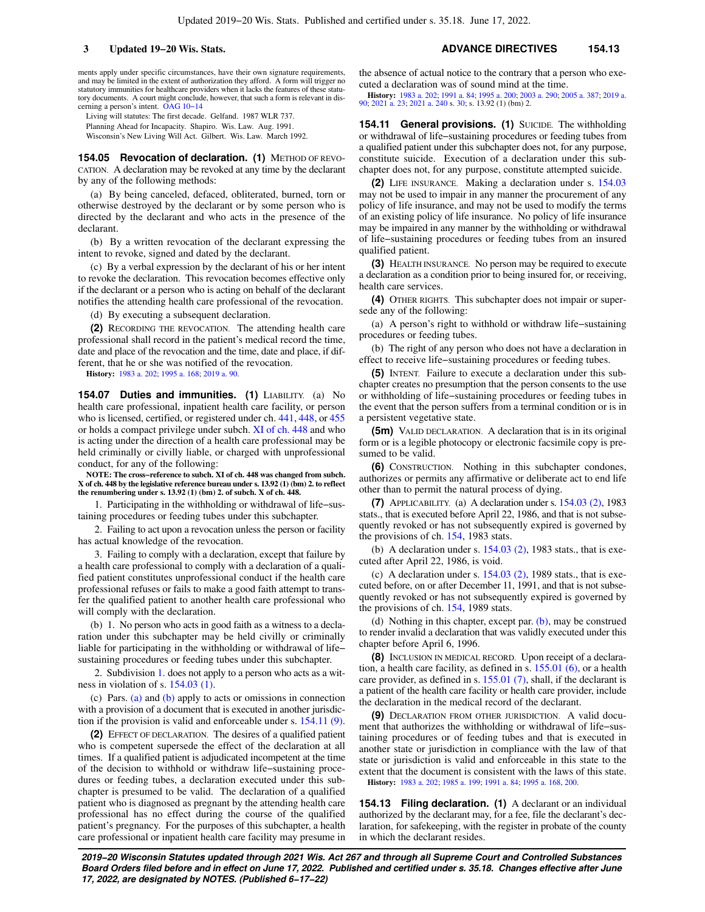ments apply under specific circumstances, have their own signature requirements, and may be limited in the extent of authorization they afford. A form will trigger no statutory immunities for healthcare providers when it lacks the features of these statutory documents. A court might conclude, however, that such a form is relevant in discerning a person's intent. OAG 10–14

Living will statutes: The first decade. Gelfand. 1987 WLR 737.

Planning Ahead for Incapacity. Shapiro. Wis. Law. Aug. 1991.

Wisconsin's New Living Will Act. Gilbert. Wis. Law. March 1992.

**154.05 Revocation of declaration.** **(1)** METHOD OF REVOCATION. A declaration may be revoked at any time by the declarant by any of the following methods:

(a) By being canceled, defaced, obliterated, burned, torn or otherwise destroyed by the declarant or by some person who is directed by the declarant and who acts in the presence of the declarant.

(b) By a written revocation of the declarant expressing the intent to revoke, signed and dated by the declarant.

(c) By a verbal expression by the declarant of his or her intent to revoke the declaration. This revocation becomes effective only if the declarant or a person who is acting on behalf of the declarant notifies the attending health care professional of the revocation.

(d) By executing a subsequent declaration.

**(2)** RECORDING THE REVOCATION. The attending health care professional shall record in the patient's medical record the time, date and place of the revocation and the time, date and place, if different, that he or she was notified of the revocation.

**History:** 1983 a. 202; 1995 a. 168; 2019 a. 90.

**154.07 Duties and immunities.** **(1)** LIABILITY. (a) No health care professional, inpatient health care facility, or person who is licensed, certified, or registered under ch. 441, 448, or 455 or holds a compact privilege under subch. XI of ch. 448 and who is acting under the direction of a health care professional may be held criminally or civilly liable, or charged with unprofessional conduct, for any of the following:

**NOTE: The cross–reference to subch. XI of ch. 448 was changed from subch. X of ch. 448 by the legislative reference bureau under s. 13.92 (1) (bm) 2. to reflect the renumbering under s. 13.92 (1) (bm) 2. of subch. X of ch. 448.**

1. Participating in the withholding or withdrawal of life–sustaining procedures or feeding tubes under this subchapter.

2. Failing to act upon a revocation unless the person or facility has actual knowledge of the revocation.

3. Failing to comply with a declaration, except that failure by a health care professional to comply with a declaration of a qualified patient constitutes unprofessional conduct if the health care professional refuses or fails to make a good faith attempt to transfer the qualified patient to another health care professional who will comply with the declaration.

(b) 1. No person who acts in good faith as a witness to a declaration under this subchapter may be held civilly or criminally liable for participating in the withholding or withdrawal of life–sustaining procedures or feeding tubes under this subchapter.

2. Subdivision 1. does not apply to a person who acts as a witness in violation of s. 154.03 (1).

(c) Pars. (a) and (b) apply to acts or omissions in connection with a provision of a document that is executed in another jurisdiction if the provision is valid and enforceable under s. 154.11 (9).

**(2)** EFFECT OF DECLARATION. The desires of a qualified patient who is competent supersede the effect of the declaration at all times. If a qualified patient is adjudicated incompetent at the time of the decision to withhold or withdraw life–sustaining procedures or feeding tubes, a declaration executed under this subchapter is presumed to be valid. The declaration of a qualified patient who is diagnosed as pregnant by the attending health care professional has no effect during the course of the qualified patient's pregnancy. For the purposes of this subchapter, a health care professional or inpatient health care facility may presume in the absence of actual notice to the contrary that a person who executed a declaration was of sound mind at the time.

**History:** 1983 a. 202; 1991 a. 84; 1995 a. 200; 2003 a. 290; 2005 a. 387; 2019 a. 90; 2021 a. 23; 2021 a. 240 s. 30; s. 13.92 (1) (bm) 2.

**154.11 General provisions.** **(1)** SUICIDE. The withholding or withdrawal of life–sustaining procedures or feeding tubes from a qualified patient under this subchapter does not, for any purpose, constitute suicide. Execution of a declaration under this subchapter does not, for any purpose, constitute attempted suicide.

**(2)** LIFE INSURANCE. Making a declaration under s. 154.03 may not be used to impair in any manner the procurement of any policy of life insurance, and may not be used to modify the terms of an existing policy of life insurance. No policy of life insurance may be impaired in any manner by the withholding or withdrawal of life–sustaining procedures or feeding tubes from an insured qualified patient.

**(3)** HEALTH INSURANCE. No person may be required to execute a declaration as a condition prior to being insured for, or receiving, health care services.

**(4)** OTHER RIGHTS. This subchapter does not impair or supersede any of the following:

(a) A person's right to withhold or withdraw life–sustaining procedures or feeding tubes.

(b) The right of any person who does not have a declaration in effect to receive life–sustaining procedures or feeding tubes.

**(5)** INTENT. Failure to execute a declaration under this subchapter creates no presumption that the person consents to the use or withholding of life–sustaining procedures or feeding tubes in the event that the person suffers from a terminal condition or is in a persistent vegetative state.

**(5m)** VALID DECLARATION. A declaration that is in its original form or is a legible photocopy or electronic facsimile copy is presumed to be valid.

**(6)** CONSTRUCTION. Nothing in this subchapter condones, authorizes or permits any affirmative or deliberate act to end life other than to permit the natural process of dying.

**(7)** APPLICABILITY. (a) A declaration under s. 154.03 (2), 1983 stats., that is executed before April 22, 1986, and that is not subsequently revoked or has not subsequently expired is governed by the provisions of ch. 154, 1983 stats.

(b) A declaration under s. 154.03 (2), 1983 stats., that is executed after April 22, 1986, is void.

(c) A declaration under s. 154.03 (2), 1989 stats., that is executed before, on or after December 11, 1991, and that is not subsequently revoked or has not subsequently expired is governed by the provisions of ch. 154, 1989 stats.

(d) Nothing in this chapter, except par. (b), may be construed to render invalid a declaration that was validly executed under this chapter before April 6, 1996.

**(8)** INCLUSION IN MEDICAL RECORD. Upon receipt of a declaration, a health care facility, as defined in s. 155.01 (6), or a health care provider, as defined in s. 155.01 (7), shall, if the declarant is a patient of the health care facility or health care provider, include the declaration in the medical record of the declarant.

**(9)** DECLARATION FROM OTHER JURISDICTION. A valid document that authorizes the withholding or withdrawal of life–sustaining procedures or of feeding tubes and that is executed in another state or jurisdiction in compliance with the law of that state or jurisdiction is valid and enforceable in this state to the extent that the document is consistent with the laws of this state.

**History:** 1983 a. 202; 1985 a. 199; 1991 a. 84; 1995 a. 168, 200.

**154.13 Filing declaration.** **(1)** A declarant or an individual authorized by the declarant may, for a fee, file the declarant's declaration, for safekeeping, with the register in probate of the county in which the declarant resides.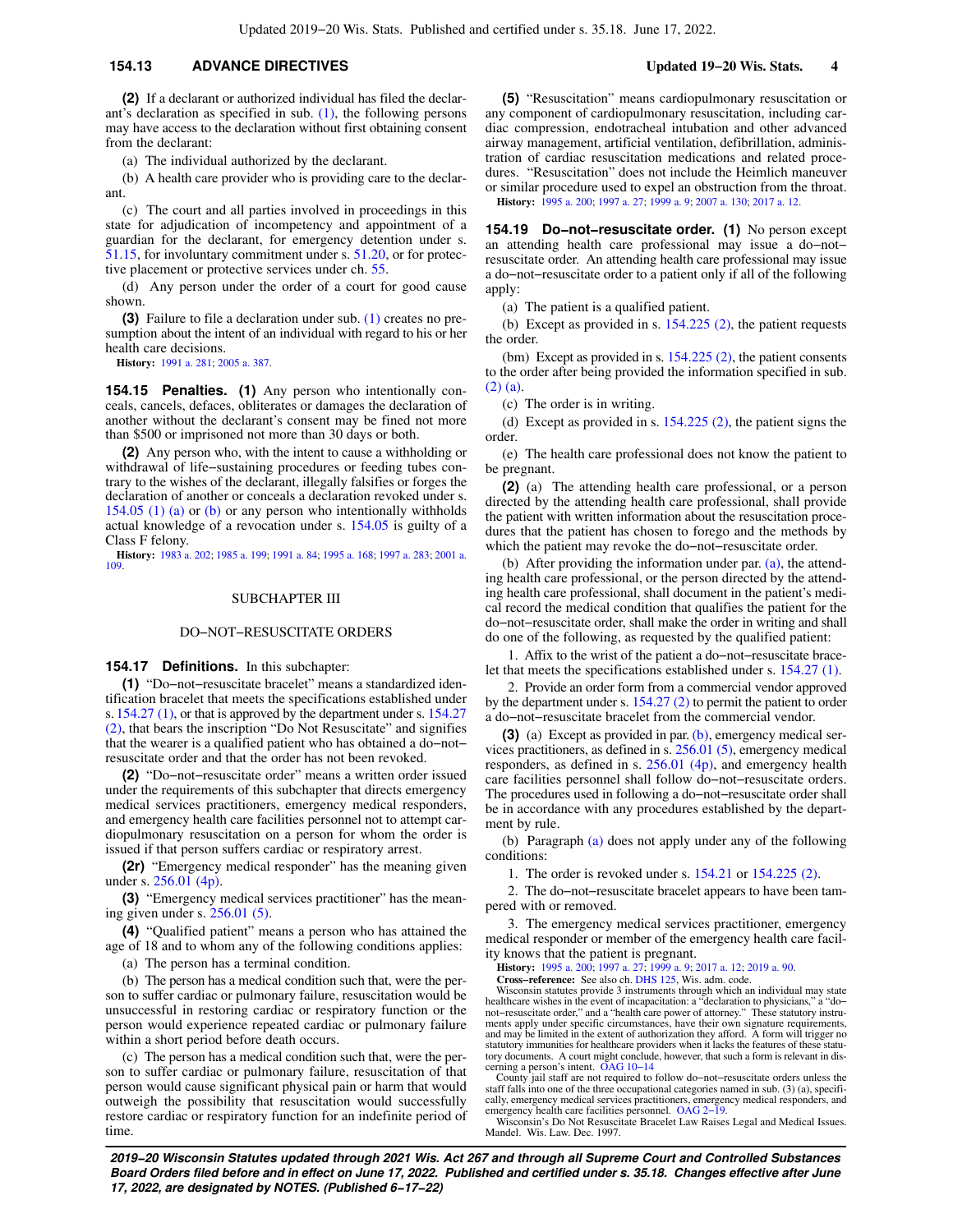**(2)** If a declarant or authorized individual has filed the declarant's declaration as specified in sub. (1), the following persons may have access to the declaration without first obtaining consent from the declarant:

(a) The individual authorized by the declarant.

(b) A health care provider who is providing care to the declarant.

(c) The court and all parties involved in proceedings in this state for adjudication of incompetency and appointment of a guardian for the declarant, for emergency detention under s. 51.15, for involuntary commitment under s. 51.20, or for protective placement or protective services under ch. 55.

(d) Any person under the order of a court for good cause shown.

**(3)** Failure to file a declaration under sub. (1) creates no presumption about the intent of an individual with regard to his or her health care decisions.

**History:** 1991 a. 281; 2005 a. 387.

**154.15 Penalties. (1)** Any person who intentionally conceals, cancels, defaces, obliterates or damages the declaration of another without the declarant's consent may be fined not more than $500 or imprisoned not more than 30 days or both.

**(2)** Any person who, with the intent to cause a withholding or withdrawal of life−sustaining procedures or feeding tubes contrary to the wishes of the declarant, illegally falsifies or forges the declaration of another or conceals a declaration revoked under s. 154.05 (1) (a) or (b) or any person who intentionally withholds actual knowledge of a revocation under s. 154.05 is guilty of a Class F felony.

**History:** 1983 a. 202; 1985 a. 199; 1991 a. 84; 1995 a. 168; 1997 a. 283; 2001 a. 109.

## SUBCHAPTER III

## DO−NOT−RESUSCITATE ORDERS

**154.17 Definitions.** In this subchapter:

**(1)** "Do−not−resuscitate bracelet" means a standardized identification bracelet that meets the specifications established under s. 154.27 (1), or that is approved by the department under s. 154.27 (2), that bears the inscription "Do Not Resuscitate" and signifies that the wearer is a qualified patient who has obtained a do−not−resuscitate order and that the order has not been revoked.

**(2)** "Do−not−resuscitate order" means a written order issued under the requirements of this subchapter that directs emergency medical services practitioners, emergency medical responders, and emergency health care facilities personnel not to attempt cardiopulmonary resuscitation on a person for whom the order is issued if that person suffers cardiac or respiratory arrest.

**(2r)** "Emergency medical responder" has the meaning given under s. 256.01 (4p).

**(3)** "Emergency medical services practitioner" has the meaning given under s. 256.01 (5).

**(4)** "Qualified patient" means a person who has attained the age of 18 and to whom any of the following conditions applies:

(a) The person has a terminal condition.

(b) The person has a medical condition such that, were the person to suffer cardiac or pulmonary failure, resuscitation would be unsuccessful in restoring cardiac or respiratory function or the person would experience repeated cardiac or pulmonary failure within a short period before death occurs.

(c) The person has a medical condition such that, were the person to suffer cardiac or pulmonary failure, resuscitation of that person would cause significant physical pain or harm that would outweigh the possibility that resuscitation would successfully restore cardiac or respiratory function for an indefinite period of time.

**(5)** "Resuscitation" means cardiopulmonary resuscitation or any component of cardiopulmonary resuscitation, including cardiac compression, endotracheal intubation and other advanced airway management, artificial ventilation, defibrillation, administration of cardiac resuscitation medications and related procedures. "Resuscitation" does not include the Heimlich maneuver or similar procedure used to expel an obstruction from the throat.

**History:** 1995 a. 200; 1997 a. 27; 1999 a. 9; 2007 a. 130; 2017 a. 12.

**154.19 Do−not−resuscitate order. (1)** No person except an attending health care professional may issue a do−not−resuscitate order. An attending health care professional may issue a do−not−resuscitate order to a patient only if all of the following apply:

(a) The patient is a qualified patient.

(b) Except as provided in s. 154.225 (2), the patient requests the order.

(bm) Except as provided in s. 154.225 (2), the patient consents to the order after being provided the information specified in sub. (2) (a).

(c) The order is in writing.

(d) Except as provided in s. 154.225 (2), the patient signs the order.

(e) The health care professional does not know the patient to be pregnant.

**(2)** (a) The attending health care professional, or a person directed by the attending health care professional, shall provide the patient with written information about the resuscitation procedures that the patient has chosen to forego and the methods by which the patient may revoke the do−not−resuscitate order.

(b) After providing the information under par. (a), the attending health care professional, or the person directed by the attending health care professional, shall document in the patient's medical record the medical condition that qualifies the patient for the do−not−resuscitate order, shall make the order in writing and shall do one of the following, as requested by the qualified patient:

1. Affix to the wrist of the patient a do−not−resuscitate bracelet that meets the specifications established under s. 154.27 (1).

2. Provide an order form from a commercial vendor approved by the department under s. 154.27 (2) to permit the patient to order a do−not−resuscitate bracelet from the commercial vendor.

**(3)** (a) Except as provided in par. (b), emergency medical services practitioners, as defined in s. 256.01 (5), emergency medical responders, as defined in s. 256.01 (4p), and emergency health care facilities personnel shall follow do−not−resuscitate orders. The procedures used in following a do−not−resuscitate order shall be in accordance with any procedures established by the department by rule.

(b) Paragraph (a) does not apply under any of the following conditions:

1. The order is revoked under s. 154.21 or 154.225 (2).

2. The do−not−resuscitate bracelet appears to have been tampered with or removed.

3. The emergency medical services practitioner, emergency medical responder or member of the emergency health care facility knows that the patient is pregnant.

**History:** 1995 a. 200; 1997 a. 27; 1999 a. 9; 2017 a. 12; 2019 a. 90.

**Cross−reference:** See also ch. DHS 125, Wis. adm. code.

Wisconsin statutes provide 3 instruments through which an individual may state healthcare wishes in the event of incapacitation: a "declaration to physicians," a "do−not−resuscitate order," and a "health care power of attorney." These statutory instruments apply under specific circumstances, have their own signature requirements, and may be limited in the extent of authorization they afford. A form will trigger no statutory immunities for healthcare providers when it lacks the features of these statutory documents. A court might conclude, however, that such a form is relevant in discerning a person's intent. OAG 10−14

County jail staff are not required to follow do−not−resuscitate orders unless the staff falls into one of the three occupational categories named in sub. (3) (a), specifically, emergency medical services practitioners, emergency medical responders, and emergency health care facilities personnel. OAG 2−19.

Wisconsin's Do Not Resuscitate Bracelet Law Raises Legal and Medical Issues. Mandel. Wis. Law. Dec. 1997.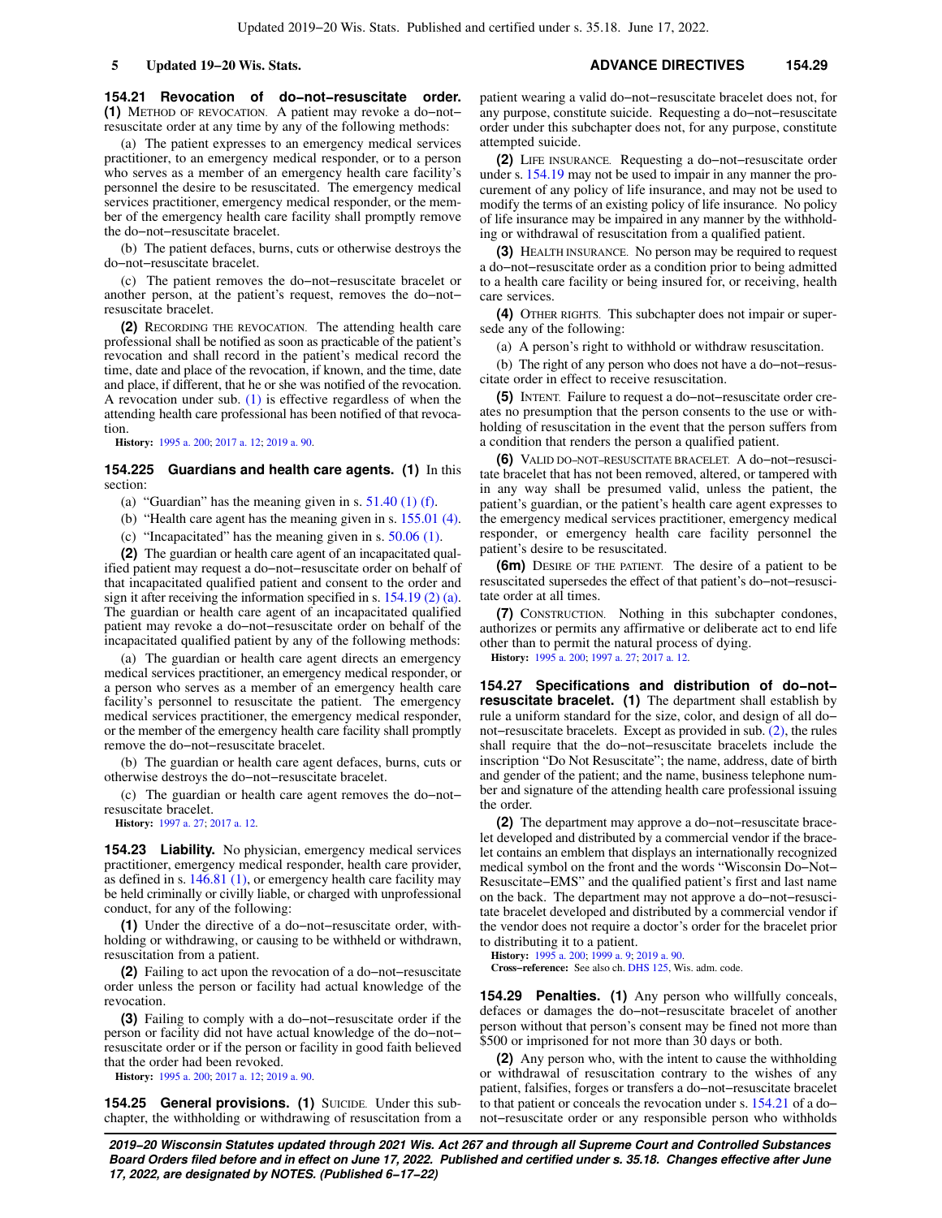**154.21 Revocation of do−not−resuscitate order.** **(1)** METHOD OF REVOCATION. A patient may revoke a do−not−resuscitate order at any time by any of the following methods:

(a) The patient expresses to an emergency medical services practitioner, to an emergency medical responder, or to a person who serves as a member of an emergency health care facility's personnel the desire to be resuscitated. The emergency medical services practitioner, emergency medical responder, or the member of the emergency health care facility shall promptly remove the do−not−resuscitate bracelet.

(b) The patient defaces, burns, cuts or otherwise destroys the do−not−resuscitate bracelet.

(c) The patient removes the do−not−resuscitate bracelet or another person, at the patient's request, removes the do−not−resuscitate bracelet.

**(2)** RECORDING THE REVOCATION. The attending health care professional shall be notified as soon as practicable of the patient's revocation and shall record in the patient's medical record the time, date and place of the revocation, if known, and the time, date and place, if different, that he or she was notified of the revocation. A revocation under sub. (1) is effective regardless of when the attending health care professional has been notified of that revocation.

**History:** 1995 a. 200; 2017 a. 12; 2019 a. 90.

**154.225 Guardians and health care agents.** **(1)** In this section:

(a) "Guardian" has the meaning given in s. 51.40 (1) (f).

(b) "Health care agent has the meaning given in s. 155.01 (4).

(c) "Incapacitated" has the meaning given in s. 50.06 (1).

**(2)** The guardian or health care agent of an incapacitated qualified patient may request a do−not−resuscitate order on behalf of that incapacitated qualified patient and consent to the order and sign it after receiving the information specified in s. 154.19 (2) (a). The guardian or health care agent of an incapacitated qualified patient may revoke a do−not−resuscitate order on behalf of the incapacitated qualified patient by any of the following methods:

(a) The guardian or health care agent directs an emergency medical services practitioner, an emergency medical responder, or a person who serves as a member of an emergency health care facility's personnel to resuscitate the patient. The emergency medical services practitioner, the emergency medical responder, or the member of the emergency health care facility shall promptly remove the do−not−resuscitate bracelet.

(b) The guardian or health care agent defaces, burns, cuts or otherwise destroys the do−not−resuscitate bracelet.

(c) The guardian or health care agent removes the do−not−resuscitate bracelet.

**History:** 1997 a. 27; 2017 a. 12.

**154.23 Liability.** No physician, emergency medical services practitioner, emergency medical responder, health care provider, as defined in s. 146.81 (1), or emergency health care facility may be held criminally or civilly liable, or charged with unprofessional conduct, for any of the following:

**(1)** Under the directive of a do−not−resuscitate order, withholding or withdrawing, or causing to be withheld or withdrawn, resuscitation from a patient.

**(2)** Failing to act upon the revocation of a do−not−resuscitate order unless the person or facility had actual knowledge of the revocation.

**(3)** Failing to comply with a do−not−resuscitate order if the person or facility did not have actual knowledge of the do−not−resuscitate order or if the person or facility in good faith believed that the order had been revoked.

**History:** 1995 a. 200; 2017 a. 12; 2019 a. 90.

**154.25 General provisions.** **(1)** SUICIDE. Under this subchapter, the withholding or withdrawing of resuscitation from a patient wearing a valid do−not−resuscitate bracelet does not, for any purpose, constitute suicide. Requesting a do−not−resuscitate order under this subchapter does not, for any purpose, constitute attempted suicide.

**(2)** LIFE INSURANCE. Requesting a do−not−resuscitate order under s. 154.19 may not be used to impair in any manner the procurement of any policy of life insurance, and may not be used to modify the terms of an existing policy of life insurance. No policy of life insurance may be impaired in any manner by the withholding or withdrawal of resuscitation from a qualified patient.

**(3)** HEALTH INSURANCE. No person may be required to request a do−not−resuscitate order as a condition prior to being admitted to a health care facility or being insured for, or receiving, health care services.

**(4)** OTHER RIGHTS. This subchapter does not impair or supersede any of the following:

(a) A person's right to withhold or withdraw resuscitation.

(b) The right of any person who does not have a do−not−resuscitate order in effect to receive resuscitation.

**(5)** INTENT. Failure to request a do−not−resuscitate order creates no presumption that the person consents to the use or withholding of resuscitation in the event that the person suffers from a condition that renders the person a qualified patient.

**(6)** VALID DO−NOT−RESUSCITATE BRACELET. A do−not−resuscitate bracelet that has not been removed, altered, or tampered with in any way shall be presumed valid, unless the patient, the patient's guardian, or the patient's health care agent expresses to the emergency medical services practitioner, emergency medical responder, or emergency health care facility personnel the patient's desire to be resuscitated.

**(6m)** DESIRE OF THE PATIENT. The desire of a patient to be resuscitated supersedes the effect of that patient's do−not−resuscitate order at all times.

**(7)** CONSTRUCTION. Nothing in this subchapter condones, authorizes or permits any affirmative or deliberate act to end life other than to permit the natural process of dying.

**History:** 1995 a. 200; 1997 a. 27; 2017 a. 12.

**154.27 Specifications and distribution of do−not−resuscitate bracelet.** **(1)** The department shall establish by rule a uniform standard for the size, color, and design of all do−not−resuscitate bracelets. Except as provided in sub. (2), the rules shall require that the do−not−resuscitate bracelets include the inscription "Do Not Resuscitate"; the name, address, date of birth and gender of the patient; and the name, business telephone number and signature of the attending health care professional issuing the order.

**(2)** The department may approve a do−not−resuscitate bracelet developed and distributed by a commercial vendor if the bracelet contains an emblem that displays an internationally recognized medical symbol on the front and the words "Wisconsin Do−Not−Resuscitate−EMS" and the qualified patient's first and last name on the back. The department may not approve a do−not−resuscitate bracelet developed and distributed by a commercial vendor if the vendor does not require a doctor's order for the bracelet prior to distributing it to a patient.

**History:** 1995 a. 200; 1999 a. 9; 2019 a. 90.

**Cross−reference:** See also ch. DHS 125, Wis. adm. code.

**154.29 Penalties.** **(1)** Any person who willfully conceals, defaces or damages the do−not−resuscitate bracelet of another person without that person's consent may be fined not more than $500 or imprisoned for not more than 30 days or both.

**(2)** Any person who, with the intent to cause the withholding or withdrawal of resuscitation contrary to the wishes of any patient, falsifies, forges or transfers a do−not−resuscitate bracelet to that patient or conceals the revocation under s. 154.21 of a do−not−resuscitate order or any responsible person who withholds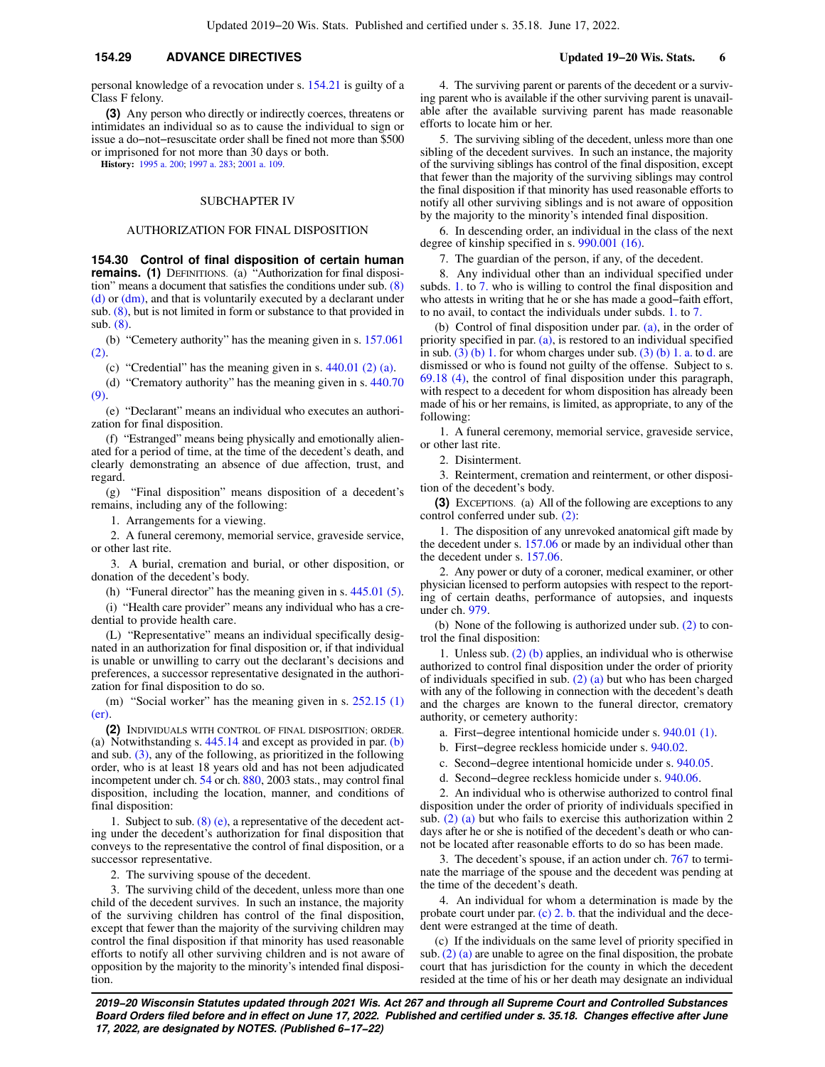personal knowledge of a revocation under s. 154.21 is guilty of a Class F felony.

**(3)** Any person who directly or indirectly coerces, threatens or intimidates an individual so as to cause the individual to sign or issue a do−not−resuscitate order shall be fined not more than $500 or imprisoned for not more than 30 days or both.

**History:** 1995 a. 200; 1997 a. 283; 2001 a. 109.

## SUBCHAPTER IV

## AUTHORIZATION FOR FINAL DISPOSITION

**154.30 Control of final disposition of certain human remains. (1)** DEFINITIONS. (a) "Authorization for final disposition" means a document that satisfies the conditions under sub. (8) (d) or (dm), and that is voluntarily executed by a declarant under sub. (8), but is not limited in form or substance to that provided in sub. (8).

(b) "Cemetery authority" has the meaning given in s. 157.061 (2).

(c) "Credential" has the meaning given in s. 440.01 (2) (a).

(d) "Crematory authority" has the meaning given in s. 440.70 (9).

(e) "Declarant" means an individual who executes an authorization for final disposition.

(f) "Estranged" means being physically and emotionally alienated for a period of time, at the time of the decedent's death, and clearly demonstrating an absence of due affection, trust, and regard.

(g) "Final disposition" means disposition of a decedent's remains, including any of the following:

1. Arrangements for a viewing.

2. A funeral ceremony, memorial service, graveside service, or other last rite.

3. A burial, cremation and burial, or other disposition, or donation of the decedent's body.

(h) "Funeral director" has the meaning given in s. 445.01 (5).

(i) "Health care provider" means any individual who has a credential to provide health care.

(L) "Representative" means an individual specifically designated in an authorization for final disposition or, if that individual is unable or unwilling to carry out the declarant's decisions and preferences, a successor representative designated in the authorization for final disposition to do so.

(m) "Social worker" has the meaning given in s. 252.15 (1) (er).

**(2)** INDIVIDUALS WITH CONTROL OF FINAL DISPOSITION; ORDER. (a) Notwithstanding s. 445.14 and except as provided in par. (b) and sub. (3), any of the following, as prioritized in the following order, who is at least 18 years old and has not been adjudicated incompetent under ch. 54 or ch. 880, 2003 stats., may control final disposition, including the location, manner, and conditions of final disposition:

1. Subject to sub. (8) (e), a representative of the decedent acting under the decedent's authorization for final disposition that conveys to the representative the control of final disposition, or a successor representative.

2. The surviving spouse of the decedent.

3. The surviving child of the decedent, unless more than one child of the decedent survives. In such an instance, the majority of the surviving children has control of the final disposition, except that fewer than the majority of the surviving children may control the final disposition if that minority has used reasonable efforts to notify all other surviving children and is not aware of opposition by the majority to the minority's intended final disposition.

4. The surviving parent or parents of the decedent or a surviving parent who is available if the other surviving parent is unavailable after the available surviving parent has made reasonable efforts to locate him or her.

5. The surviving sibling of the decedent, unless more than one sibling of the decedent survives. In such an instance, the majority of the surviving siblings has control of the final disposition, except that fewer than the majority of the surviving siblings may control the final disposition if that minority has used reasonable efforts to notify all other surviving siblings and is not aware of opposition by the majority to the minority's intended final disposition.

6. In descending order, an individual in the class of the next degree of kinship specified in s. 990.001 (16).

7. The guardian of the person, if any, of the decedent.

8. Any individual other than an individual specified under subds. 1. to 7. who is willing to control the final disposition and who attests in writing that he or she has made a good−faith effort, to no avail, to contact the individuals under subds. 1. to 7.

(b) Control of final disposition under par. (a), in the order of priority specified in par. (a), is restored to an individual specified in sub. (3) (b) 1. for whom charges under sub. (3) (b) 1. a. to d. are dismissed or who is found not guilty of the offense. Subject to s. 69.18 (4), the control of final disposition under this paragraph, with respect to a decedent for whom disposition has already been made of his or her remains, is limited, as appropriate, to any of the following:

1. A funeral ceremony, memorial service, graveside service, or other last rite.

2. Disinterment.

3. Reinterment, cremation and reinterment, or other disposition of the decedent's body.

**(3)** EXCEPTIONS. (a) All of the following are exceptions to any control conferred under sub. (2):

1. The disposition of any unrevoked anatomical gift made by the decedent under s. 157.06 or made by an individual other than the decedent under s. 157.06.

2. Any power or duty of a coroner, medical examiner, or other physician licensed to perform autopsies with respect to the reporting of certain deaths, performance of autopsies, and inquests under ch. 979.

(b) None of the following is authorized under sub. (2) to control the final disposition:

1. Unless sub. (2) (b) applies, an individual who is otherwise authorized to control final disposition under the order of priority of individuals specified in sub. (2) (a) but who has been charged with any of the following in connection with the decedent's death and the charges are known to the funeral director, crematory authority, or cemetery authority:

a. First−degree intentional homicide under s. 940.01 (1).

b. First−degree reckless homicide under s. 940.02.

c. Second−degree intentional homicide under s. 940.05.

d. Second−degree reckless homicide under s. 940.06.

2. An individual who is otherwise authorized to control final disposition under the order of priority of individuals specified in sub. (2) (a) but who fails to exercise this authorization within 2 days after he or she is notified of the decedent's death or who cannot be located after reasonable efforts to do so has been made.

3. The decedent's spouse, if an action under ch. 767 to terminate the marriage of the spouse and the decedent was pending at the time of the decedent's death.

4. An individual for whom a determination is made by the probate court under par. (c) 2. b. that the individual and the decedent were estranged at the time of death.

(c) If the individuals on the same level of priority specified in sub. (2) (a) are unable to agree on the final disposition, the probate court that has jurisdiction for the county in which the decedent resided at the time of his or her death may designate an individual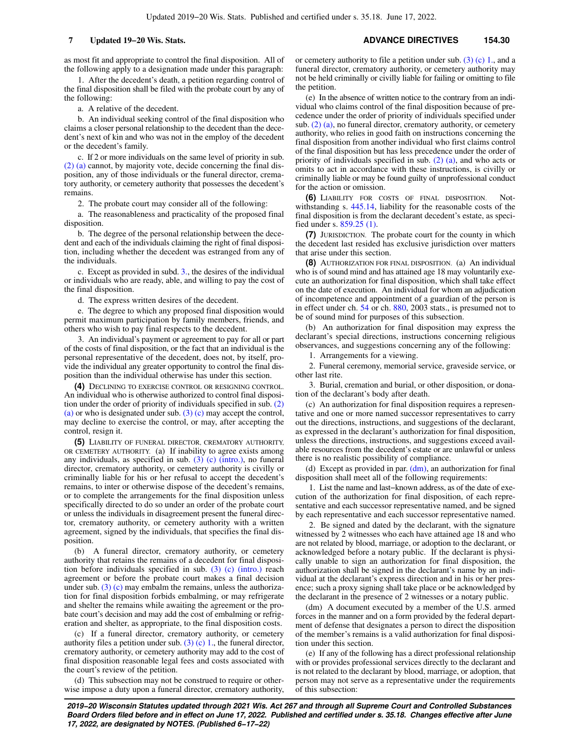as most fit and appropriate to control the final disposition. All of the following apply to a designation made under this paragraph:

1. After the decedent's death, a petition regarding control of the final disposition shall be filed with the probate court by any of the following:

a. A relative of the decedent.

b. An individual seeking control of the final disposition who claims a closer personal relationship to the decedent than the decedent's next of kin and who was not in the employ of the decedent or the decedent's family.

c. If 2 or more individuals on the same level of priority in sub. (2) (a) cannot, by majority vote, decide concerning the final disposition, any of those individuals or the funeral director, crematory authority, or cemetery authority that possesses the decedent's remains.

2. The probate court may consider all of the following:

a. The reasonableness and practicality of the proposed final disposition.

b. The degree of the personal relationship between the decedent and each of the individuals claiming the right of final disposition, including whether the decedent was estranged from any of the individuals.

c. Except as provided in subd. 3., the desires of the individual or individuals who are ready, able, and willing to pay the cost of the final disposition.

d. The express written desires of the decedent.

e. The degree to which any proposed final disposition would permit maximum participation by family members, friends, and others who wish to pay final respects to the decedent.

3. An individual's payment or agreement to pay for all or part of the costs of final disposition, or the fact that an individual is the personal representative of the decedent, does not, by itself, provide the individual any greater opportunity to control the final disposition than the individual otherwise has under this section.

**(4)** Declining to exercise control or resigning control. An individual who is otherwise authorized to control final disposition under the order of priority of individuals specified in sub. (2) (a) or who is designated under sub. (3) (c) may accept the control, may decline to exercise the control, or may, after accepting the control, resign it.

**(5)** Liability of funeral director, crematory authority, or cemetery authority. (a) If inability to agree exists among any individuals, as specified in sub. (3) (c) (intro.), no funeral director, crematory authority, or cemetery authority is civilly or criminally liable for his or her refusal to accept the decedent's remains, to inter or otherwise dispose of the decedent's remains, or to complete the arrangements for the final disposition unless specifically directed to do so under an order of the probate court or unless the individuals in disagreement present the funeral director, crematory authority, or cemetery authority with a written agreement, signed by the individuals, that specifies the final disposition.

(b) A funeral director, crematory authority, or cemetery authority that retains the remains of a decedent for final disposition before individuals specified in sub. (3) (c) (intro.) reach agreement or before the probate court makes a final decision under sub. (3) (c) may embalm the remains, unless the authorization for final disposition forbids embalming, or may refrigerate and shelter the remains while awaiting the agreement or the probate court's decision and may add the cost of embalming or refrigeration and shelter, as appropriate, to the final disposition costs.

(c) If a funeral director, crematory authority, or cemetery authority files a petition under sub. (3) (c) 1., the funeral director, crematory authority, or cemetery authority may add to the cost of final disposition reasonable legal fees and costs associated with the court's review of the petition.

(d) This subsection may not be construed to require or otherwise impose a duty upon a funeral director, crematory authority, or cemetery authority to file a petition under sub. (3) (c) 1., and a funeral director, crematory authority, or cemetery authority may not be held criminally or civilly liable for failing or omitting to file the petition.

(e) In the absence of written notice to the contrary from an individual who claims control of the final disposition because of precedence under the order of priority of individuals specified under sub. (2) (a), no funeral director, crematory authority, or cemetery authority, who relies in good faith on instructions concerning the final disposition from another individual who first claims control of the final disposition but has less precedence under the order of priority of individuals specified in sub. (2) (a), and who acts or omits to act in accordance with these instructions, is civilly or criminally liable or may be found guilty of unprofessional conduct for the action or omission.

**(6)** Liability for costs of final disposition. Notwithstanding s. 445.14, liability for the reasonable costs of the final disposition is from the declarant decedent's estate, as specified under s. 859.25 (1).

**(7)** Jurisdiction. The probate court for the county in which the decedent last resided has exclusive jurisdiction over matters that arise under this section.

**(8)** Authorization for final disposition. (a) An individual who is of sound mind and has attained age 18 may voluntarily execute an authorization for final disposition, which shall take effect on the date of execution. An individual for whom an adjudication of incompetence and appointment of a guardian of the person is in effect under ch. 54 or ch. 880, 2003 stats., is presumed not to be of sound mind for purposes of this subsection.

(b) An authorization for final disposition may express the declarant's special directions, instructions concerning religious observances, and suggestions concerning any of the following:

1. Arrangements for a viewing.

2. Funeral ceremony, memorial service, graveside service, or other last rite.

3. Burial, cremation and burial, or other disposition, or donation of the declarant's body after death.

(c) An authorization for final disposition requires a representative and one or more named successor representatives to carry out the directions, instructions, and suggestions of the declarant, as expressed in the declarant's authorization for final disposition, unless the directions, instructions, and suggestions exceed available resources from the decedent's estate or are unlawful or unless there is no realistic possibility of compliance.

(d) Except as provided in par. (dm), an authorization for final disposition shall meet all of the following requirements:

1. List the name and last-known address, as of the date of execution of the authorization for final disposition, of each representative and each successor representative named, and be signed by each representative and each successor representative named.

2. Be signed and dated by the declarant, with the signature witnessed by 2 witnesses who each have attained age 18 and who are not related by blood, marriage, or adoption to the declarant, or acknowledged before a notary public. If the declarant is physically unable to sign an authorization for final disposition, the authorization shall be signed in the declarant's name by an individual at the declarant's express direction and in his or her presence; such a proxy signing shall take place or be acknowledged by the declarant in the presence of 2 witnesses or a notary public.

(dm) A document executed by a member of the U.S. armed forces in the manner and on a form provided by the federal department of defense that designates a person to direct the disposition of the member's remains is a valid authorization for final disposition under this section.

(e) If any of the following has a direct professional relationship with or provides professional services directly to the declarant and is not related to the declarant by blood, marriage, or adoption, that person may not serve as a representative under the requirements of this subsection: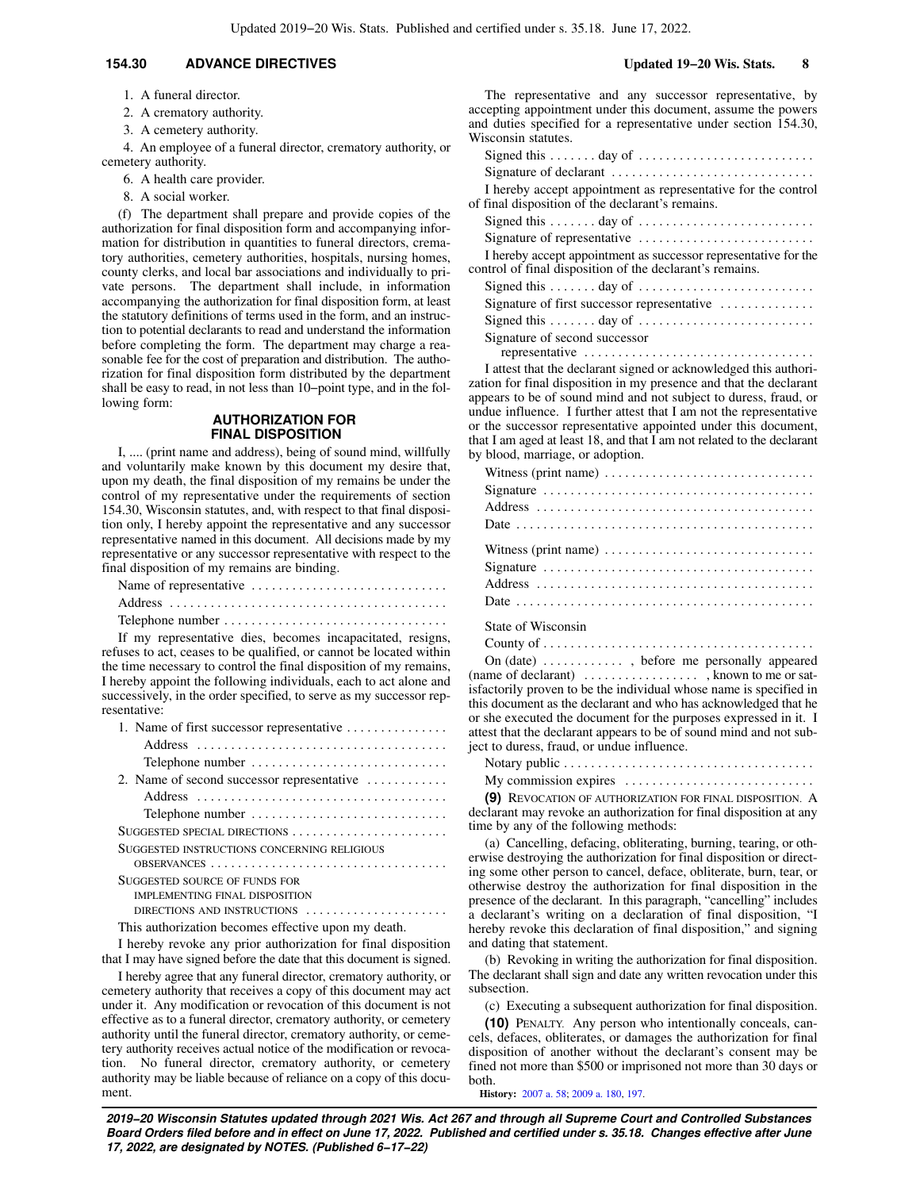1. A funeral director.

2. A crematory authority.

3. A cemetery authority.

4. An employee of a funeral director, crematory authority, or cemetery authority.

6. A health care provider.

8. A social worker.

(f) The department shall prepare and provide copies of the authorization for final disposition form and accompanying information for distribution in quantities to funeral directors, crematory authorities, cemetery authorities, hospitals, nursing homes, county clerks, and local bar associations and individually to private persons. The department shall include, in information accompanying the authorization for final disposition form, at least the statutory definitions of terms used in the form, and an instruction to potential declarants to read and understand the information before completing the form. The department may charge a reasonable fee for the cost of preparation and distribution. The authorization for final disposition form distributed by the department shall be easy to read, in not less than 10−point type, and in the following form:

### AUTHORIZATION FOR FINAL DISPOSITION

I, .... (print name and address), being of sound mind, willfully and voluntarily make known by this document my desire that, upon my death, the final disposition of my remains be under the control of my representative under the requirements of section 154.30, Wisconsin statutes, and, with respect to that final disposition only, I hereby appoint the representative and any successor representative named in this document. All decisions made by my representative or any successor representative with respect to the final disposition of my remains are binding.

Name of representative ....

Address ....

Telephone number ....

If my representative dies, becomes incapacitated, resigns, refuses to act, ceases to be qualified, or cannot be located within the time necessary to control the final disposition of my remains, I hereby appoint the following individuals, each to act alone and successively, in the order specified, to serve as my successor representative:

1. Name of first successor representative ....
   Address ....
   Telephone number ....
2. Name of second successor representative ....
   Address ....
   Telephone number ....

SUGGESTED SPECIAL DIRECTIONS ....

SUGGESTED INSTRUCTIONS CONCERNING RELIGIOUS OBSERVANCES ....

SUGGESTED SOURCE OF FUNDS FOR IMPLEMENTING FINAL DISPOSITION DIRECTIONS AND INSTRUCTIONS ....

This authorization becomes effective upon my death.

I hereby revoke any prior authorization for final disposition that I may have signed before the date that this document is signed.

I hereby agree that any funeral director, crematory authority, or cemetery authority that receives a copy of this document may act under it. Any modification or revocation of this document is not effective as to a funeral director, crematory authority, or cemetery authority until the funeral director, crematory authority, or cemetery authority receives actual notice of the modification or revocation. No funeral director, crematory authority, or cemetery authority may be liable because of reliance on a copy of this document.

The representative and any successor representative, by accepting appointment under this document, assume the powers and duties specified for a representative under section 154.30, Wisconsin statutes.

Signed this .... day of ....

Signature of declarant ....

I hereby accept appointment as representative for the control of final disposition of the declarant's remains.

Signed this .... day of ....

Signature of representative ....

I hereby accept appointment as successor representative for the control of final disposition of the declarant's remains.

Signed this .... day of ....

Signature of first successor representative ....

Signed this .... day of ....

Signature of second successor representative ....

I attest that the declarant signed or acknowledged this authorization for final disposition in my presence and that the declarant appears to be of sound mind and not subject to duress, fraud, or undue influence. I further attest that I am not the representative or the successor representative appointed under this document, that I am aged at least 18, and that I am not related to the declarant by blood, marriage, or adoption.

Witness (print name) ....

Signature ....

Address ....

Date ....

Witness (print name) ....

Signature ....

Address ....

Date ....

State of Wisconsin

County of ....

On (date) .... , before me personally appeared (name of declarant) .... , known to me or satisfactorily proven to be the individual whose name is specified in this document as the declarant and who has acknowledged that he or she executed the document for the purposes expressed in it. I attest that the declarant appears to be of sound mind and not subject to duress, fraud, or undue influence.

Notary public ....

My commission expires ....

**(9)** REVOCATION OF AUTHORIZATION FOR FINAL DISPOSITION. A declarant may revoke an authorization for final disposition at any time by any of the following methods:

(a) Cancelling, defacing, obliterating, burning, tearing, or otherwise destroying the authorization for final disposition or directing some other person to cancel, deface, obliterate, burn, tear, or otherwise destroy the authorization for final disposition in the presence of the declarant. In this paragraph, "cancelling" includes a declarant's writing on a declaration of final disposition, "I hereby revoke this declaration of final disposition," and signing and dating that statement.

(b) Revoking in writing the authorization for final disposition. The declarant shall sign and date any written revocation under this subsection.

(c) Executing a subsequent authorization for final disposition.

**(10)** PENALTY. Any person who intentionally conceals, cancels, defaces, obliterates, or damages the authorization for final disposition of another without the declarant's consent may be fined not more than $500 or imprisoned not more than 30 days or both.

**History:** 2007 a. 58; 2009 a. 180, 197.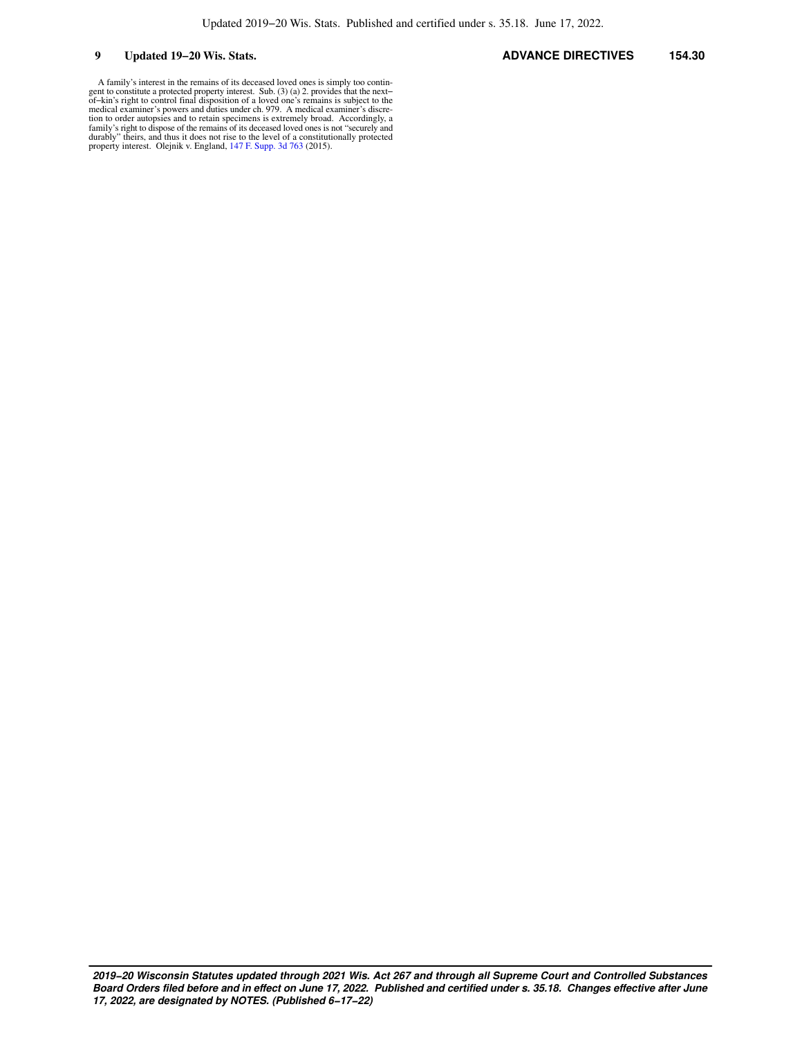A family's interest in the remains of its deceased loved ones is simply too contingent to constitute a protected property interest. Sub. (3) (a) 2. provides that the next−of−kin's right to control final disposition of a loved one's remains is subject to the medical examiner's powers and duties under ch. 979. A medical examiner's discretion to order autopsies and to retain specimens is extremely broad. Accordingly, a family's right to dispose of the remains of its deceased loved ones is not "securely and durably" theirs, and thus it does not rise to the level of a constitutionally protected property interest. Olejnik v. England, 147 F. Supp. 3d 763 (2015).